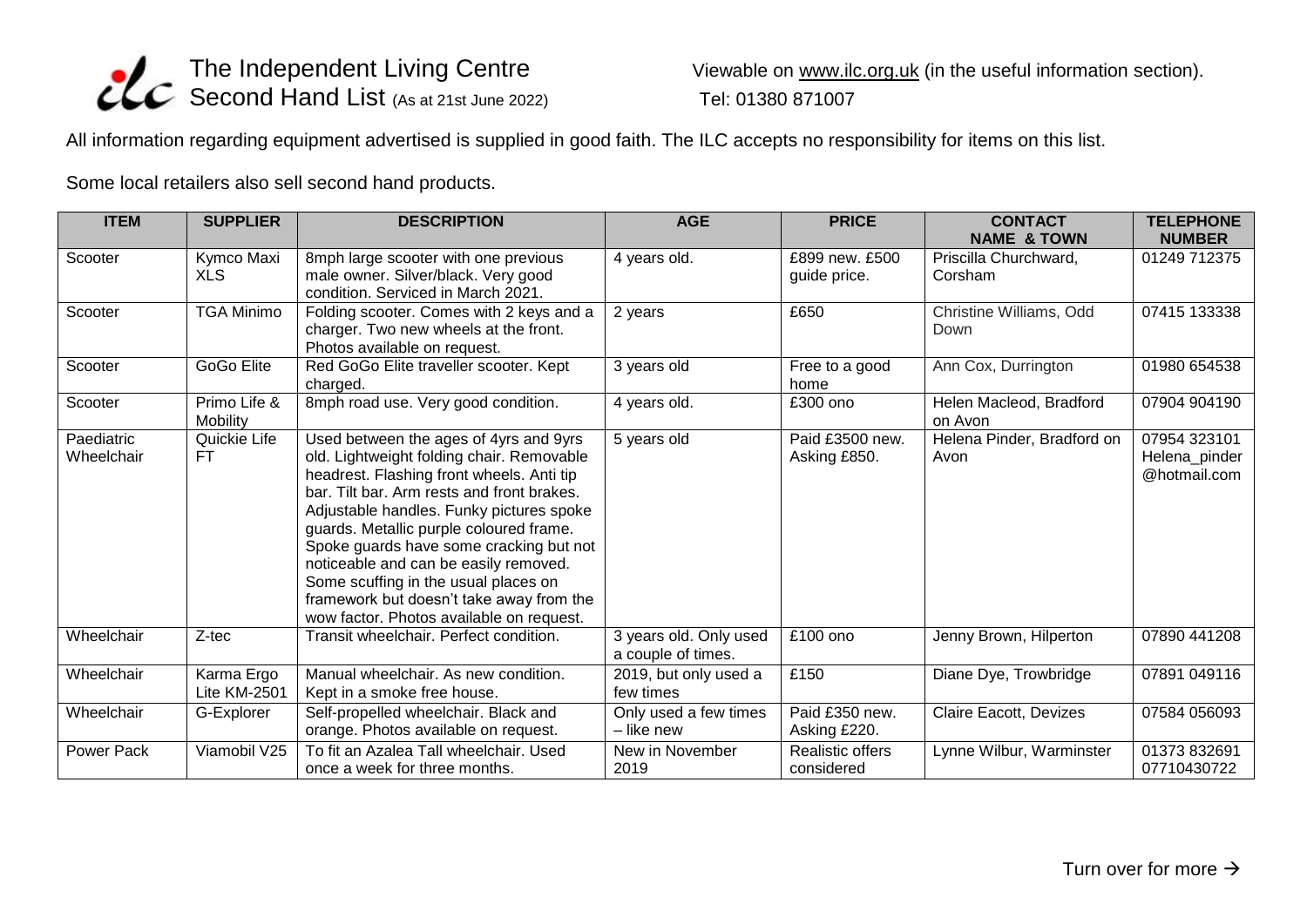# The Independent Living Centre Second Hand List (As at 21st June 2022)

Viewable on www.ilc.org.uk (in the useful information section).
Tel: 01380 871007

All information regarding equipment advertised is supplied in good faith. The ILC accepts no responsibility for items on this list.

Some local retailers also sell second hand products.

| ITEM | SUPPLIER | DESCRIPTION | AGE | PRICE | CONTACT NAME & TOWN | TELEPHONE NUMBER |
|---|---|---|---|---|---|---|
| Scooter | Kymco Maxi XLS | 8mph large scooter with one previous male owner. Silver/black. Very good condition. Serviced in March 2021. | 4 years old. | £899 new. £500 guide price. | Priscilla Churchward, Corsham | 01249 712375 |
| Scooter | TGA Minimo | Folding scooter. Comes with 2 keys and a charger. Two new wheels at the front. Photos available on request. | 2 years | £650 | Christine Williams, Odd Down | 07415 133338 |
| Scooter | GoGo Elite | Red GoGo Elite traveller scooter. Kept charged. | 3 years old | Free to a good home | Ann Cox, Durrington | 01980 654538 |
| Scooter | Primo Life & Mobility | 8mph road use. Very good condition. | 4 years old. | £300 ono | Helen Macleod, Bradford on Avon | 07904 904190 |
| Paediatric Wheelchair | Quickie Life FT | Used between the ages of 4yrs and 9yrs old. Lightweight folding chair. Removable headrest. Flashing front wheels. Anti tip bar. Tilt bar. Arm rests and front brakes. Adjustable handles. Funky pictures spoke guards. Metallic purple coloured frame. Spoke guards have some cracking but not noticeable and can be easily removed. Some scuffing in the usual places on framework but doesn't take away from the wow factor. Photos available on request. | 5 years old | Paid £3500 new. Asking £850. | Helena Pinder, Bradford on Avon | 07954 323101 Helena_pinder@hotmail.com |
| Wheelchair | Z-tec | Transit wheelchair. Perfect condition. | 3 years old. Only used a couple of times. | £100 ono | Jenny Brown, Hilperton | 07890 441208 |
| Wheelchair | Karma Ergo Lite KM-2501 | Manual wheelchair. As new condition. Kept in a smoke free house. | 2019, but only used a few times | £150 | Diane Dye, Trowbridge | 07891 049116 |
| Wheelchair | G-Explorer | Self-propelled wheelchair. Black and orange. Photos available on request. | Only used a few times – like new | Paid £350 new. Asking £220. | Claire Eacott, Devizes | 07584 056093 |
| Power Pack | Viamobil V25 | To fit an Azalea Tall wheelchair. Used once a week for three months. | New in November 2019 | Realistic offers considered | Lynne Wilbur, Warminster | 01373 832691 07710430722 |

Turn over for more →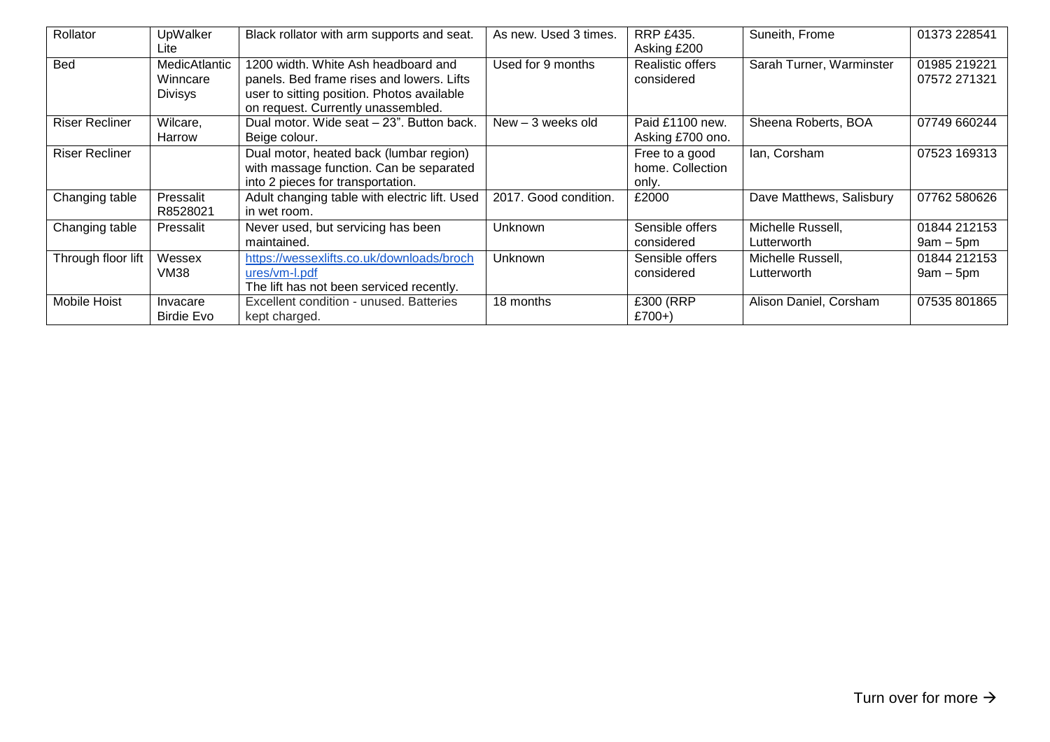| | | | | | | |
|---|---|---|---|---|---|---|
| Rollator | UpWalker Lite | Black rollator with arm supports and seat. | As new. Used 3 times. | RRP £435. Asking £200 | Suneith, Frome | 01373 228541 |
| Bed | MedicAtlantic Winncare Divisys | 1200 width. White Ash headboard and panels. Bed frame rises and lowers. Lifts user to sitting position. Photos available on request. Currently unassembled. | Used for 9 months | Realistic offers considered | Sarah Turner, Warminster | 01985 219221 07572 271321 |
| Riser Recliner | Wilcare, Harrow | Dual motor. Wide seat – 23". Button back. Beige colour. | New – 3 weeks old | Paid £1100 new. Asking £700 ono. | Sheena Roberts, BOA | 07749 660244 |
| Riser Recliner | | Dual motor, heated back (lumbar region) with massage function. Can be separated into 2 pieces for transportation. | | Free to a good home. Collection only. | Ian, Corsham | 07523 169313 |
| Changing table | Pressalit R8528021 | Adult changing table with electric lift. Used in wet room. | 2017. Good condition. | £2000 | Dave Matthews, Salisbury | 07762 580626 |
| Changing table | Pressalit | Never used, but servicing has been maintained. | Unknown | Sensible offers considered | Michelle Russell, Lutterworth | 01844 212153 9am – 5pm |
| Through floor lift | Wessex VM38 | https://wessexlifts.co.uk/downloads/brochures/vm-l.pdf The lift has not been serviced recently. | Unknown | Sensible offers considered | Michelle Russell, Lutterworth | 01844 212153 9am – 5pm |
| Mobile Hoist | Invacare Birdie Evo | Excellent condition - unused. Batteries kept charged. | 18 months | £300 (RRP £700+) | Alison Daniel, Corsham | 07535 801865 |

Turn over for more →